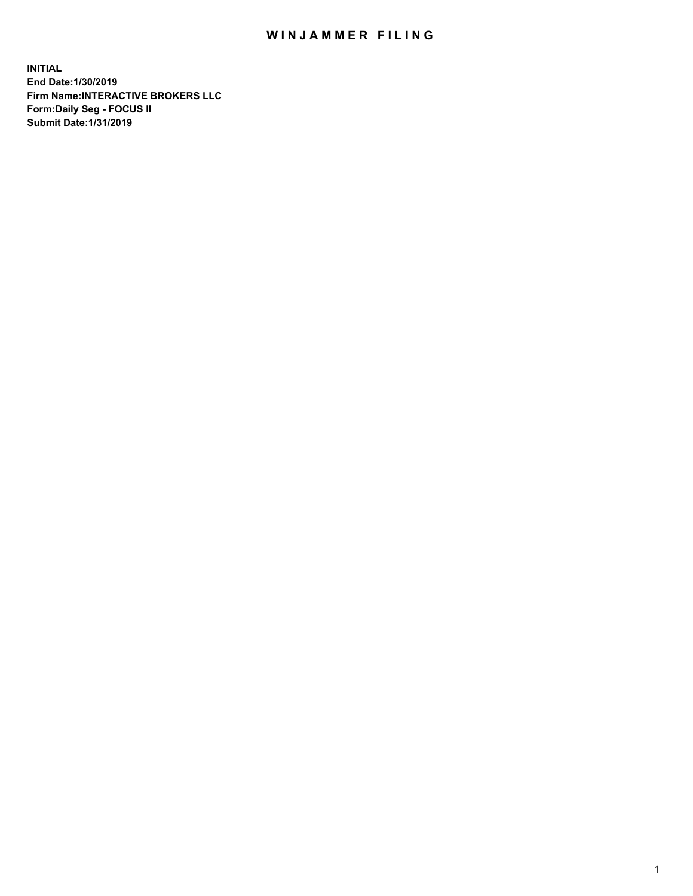# WINJAMMER FILING

**INITIAL**
**End Date:1/30/2019**
**Firm Name:INTERACTIVE BROKERS LLC**
**Form:Daily Seg - FOCUS II**
**Submit Date:1/31/2019**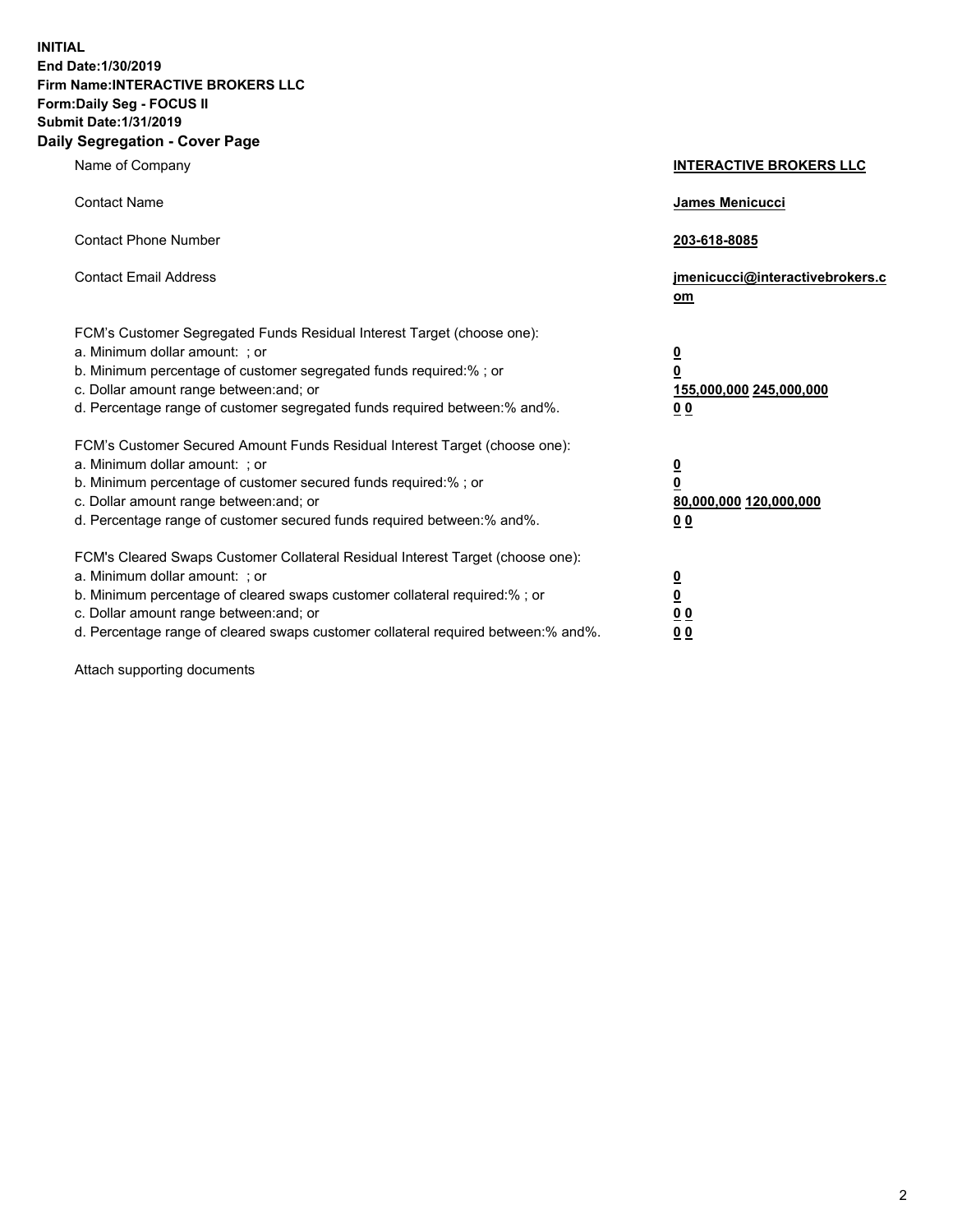**INITIAL**
**End Date:1/30/2019**
**Firm Name:INTERACTIVE BROKERS LLC**
**Form:Daily Seg - FOCUS II**
**Submit Date:1/31/2019**
**Daily Segregation - Cover Page**

| | |
|---|---|
| Name of Company | **INTERACTIVE BROKERS LLC** |
| Contact Name | **James Menicucci** |
| Contact Phone Number | **203-618-8085** |
| Contact Email Address | **jmenicucci@interactivebrokers.com** |
| FCM's Customer Segregated Funds Residual Interest Target (choose one): | |
| a. Minimum dollar amount: ; or | **0** |
| b. Minimum percentage of customer segregated funds required:% ; or | **0** |
| c. Dollar amount range between:and; or | **155,000,000 245,000,000** |
| d. Percentage range of customer segregated funds required between:% and%. | **0 0** |
| FCM's Customer Secured Amount Funds Residual Interest Target (choose one): | |
| a. Minimum dollar amount: ; or | **0** |
| b. Minimum percentage of customer secured funds required:% ; or | **0** |
| c. Dollar amount range between:and; or | **80,000,000 120,000,000** |
| d. Percentage range of customer secured funds required between:% and%. | **0 0** |
| FCM's Cleared Swaps Customer Collateral Residual Interest Target (choose one): | |
| a. Minimum dollar amount: ; or | **0** |
| b. Minimum percentage of cleared swaps customer collateral required:% ; or | **0** |
| c. Dollar amount range between:and; or | **0 0** |
| d. Percentage range of cleared swaps customer collateral required between:% and%. | **0 0** |

Attach supporting documents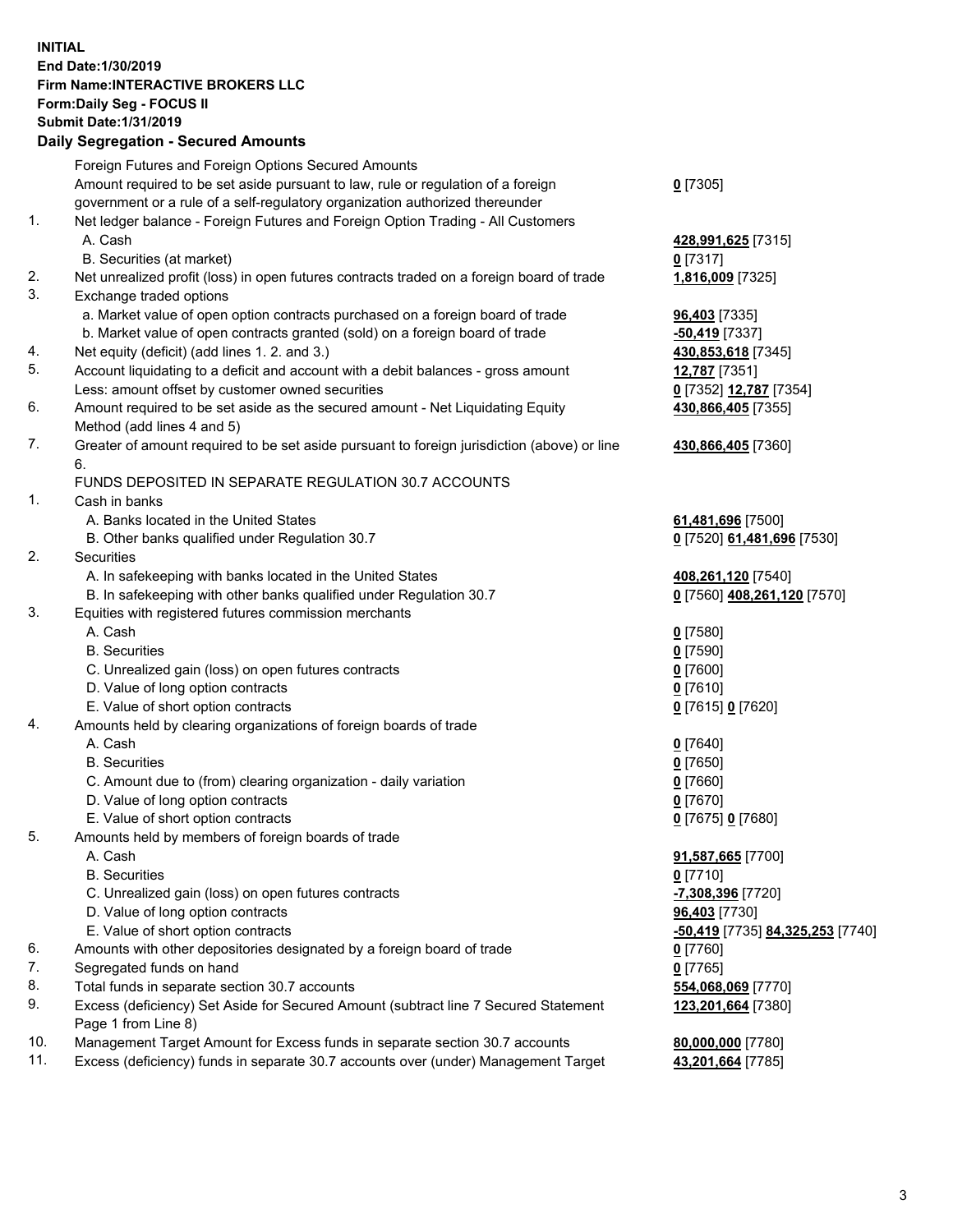**INITIAL**
**End Date:1/30/2019**
**Firm Name:INTERACTIVE BROKERS LLC**
**Form:Daily Seg - FOCUS II**
**Submit Date:1/31/2019**

## Daily Segregation - Secured Amounts

| | | |
|---|---|---|
| | Foreign Futures and Foreign Options Secured Amounts | |
| | Amount required to be set aside pursuant to law, rule or regulation of a foreign government or a rule of a self-regulatory organization authorized thereunder | 0 [7305] |
| 1. | Net ledger balance - Foreign Futures and Foreign Option Trading - All Customers | |
| | A. Cash | 428,991,625 [7315] |
| | B. Securities (at market) | 0 [7317] |
| 2. | Net unrealized profit (loss) in open futures contracts traded on a foreign board of trade | 1,816,009 [7325] |
| 3. | Exchange traded options | |
| | a. Market value of open option contracts purchased on a foreign board of trade | 96,403 [7335] |
| | b. Market value of open contracts granted (sold) on a foreign board of trade | -50,419 [7337] |
| 4. | Net equity (deficit) (add lines 1. 2. and 3.) | 430,853,618 [7345] |
| 5. | Account liquidating to a deficit and account with a debit balances - gross amount | 12,787 [7351] |
| | Less: amount offset by customer owned securities | 0 [7352] 12,787 [7354] |
| 6. | Amount required to be set aside as the secured amount - Net Liquidating Equity Method (add lines 4 and 5) | 430,866,405 [7355] |
| 7. | Greater of amount required to be set aside pursuant to foreign jurisdiction (above) or line 6. | 430,866,405 [7360] |
| | FUNDS DEPOSITED IN SEPARATE REGULATION 30.7 ACCOUNTS | |
| 1. | Cash in banks | |
| | A. Banks located in the United States | 61,481,696 [7500] |
| | B. Other banks qualified under Regulation 30.7 | 0 [7520] 61,481,696 [7530] |
| 2. | Securities | |
| | A. In safekeeping with banks located in the United States | 408,261,120 [7540] |
| | B. In safekeeping with other banks qualified under Regulation 30.7 | 0 [7560] 408,261,120 [7570] |
| 3. | Equities with registered futures commission merchants | |
| | A. Cash | 0 [7580] |
| | B. Securities | 0 [7590] |
| | C. Unrealized gain (loss) on open futures contracts | 0 [7600] |
| | D. Value of long option contracts | 0 [7610] |
| | E. Value of short option contracts | 0 [7615] 0 [7620] |
| 4. | Amounts held by clearing organizations of foreign boards of trade | |
| | A. Cash | 0 [7640] |
| | B. Securities | 0 [7650] |
| | C. Amount due to (from) clearing organization - daily variation | 0 [7660] |
| | D. Value of long option contracts | 0 [7670] |
| | E. Value of short option contracts | 0 [7675] 0 [7680] |
| 5. | Amounts held by members of foreign boards of trade | |
| | A. Cash | 91,587,665 [7700] |
| | B. Securities | 0 [7710] |
| | C. Unrealized gain (loss) on open futures contracts | -7,308,396 [7720] |
| | D. Value of long option contracts | 96,403 [7730] |
| | E. Value of short option contracts | -50,419 [7735] 84,325,253 [7740] |
| 6. | Amounts with other depositories designated by a foreign board of trade | 0 [7760] |
| 7. | Segregated funds on hand | 0 [7765] |
| 8. | Total funds in separate section 30.7 accounts | 554,068,069 [7770] |
| 9. | Excess (deficiency) Set Aside for Secured Amount (subtract line 7 Secured Statement Page 1 from Line 8) | 123,201,664 [7380] |
| 10. | Management Target Amount for Excess funds in separate section 30.7 accounts | 80,000,000 [7780] |
| 11. | Excess (deficiency) funds in separate 30.7 accounts over (under) Management Target | 43,201,664 [7785] |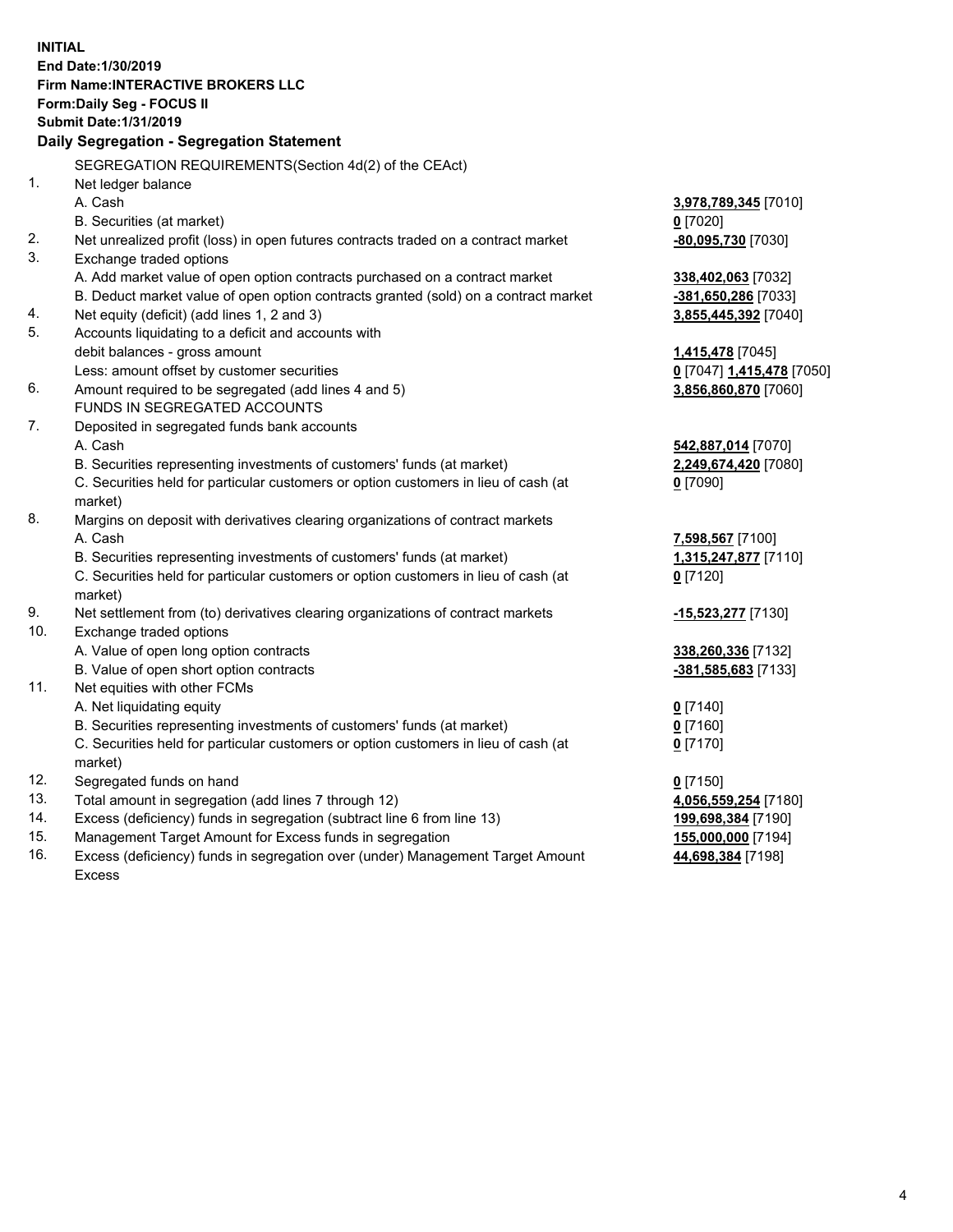**INITIAL**
**End Date:1/30/2019**
**Firm Name:INTERACTIVE BROKERS LLC**
**Form:Daily Seg - FOCUS II**
**Submit Date:1/31/2019**
**Daily Segregation - Segregation Statement**

SEGREGATION REQUIREMENTS(Section 4d(2) of the CEAct)

| | | |
|---|---|---|
| 1. | Net ledger balance | |
| | A. Cash | **3,978,789,345** [7010] |
| | B. Securities (at market) | **0** [7020] |
| 2. | Net unrealized profit (loss) in open futures contracts traded on a contract market | **-80,095,730** [7030] |
| 3. | Exchange traded options | |
| | A. Add market value of open option contracts purchased on a contract market | **338,402,063** [7032] |
| | B. Deduct market value of open option contracts granted (sold) on a contract market | **-381,650,286** [7033] |
| 4. | Net equity (deficit) (add lines 1, 2 and 3) | **3,855,445,392** [7040] |
| 5. | Accounts liquidating to a deficit and accounts with debit balances - gross amount | **1,415,478** [7045] |
| | Less: amount offset by customer securities | **0** [7047] **1,415,478** [7050] |
| 6. | Amount required to be segregated (add lines 4 and 5) | **3,856,860,870** [7060] |
| | FUNDS IN SEGREGATED ACCOUNTS | |
| 7. | Deposited in segregated funds bank accounts | |
| | A. Cash | **542,887,014** [7070] |
| | B. Securities representing investments of customers' funds (at market) | **2,249,674,420** [7080] |
| | C. Securities held for particular customers or option customers in lieu of cash (at market) | **0** [7090] |
| 8. | Margins on deposit with derivatives clearing organizations of contract markets | |
| | A. Cash | **7,598,567** [7100] |
| | B. Securities representing investments of customers' funds (at market) | **1,315,247,877** [7110] |
| | C. Securities held for particular customers or option customers in lieu of cash (at market) | **0** [7120] |
| 9. | Net settlement from (to) derivatives clearing organizations of contract markets | **-15,523,277** [7130] |
| 10. | Exchange traded options | |
| | A. Value of open long option contracts | **338,260,336** [7132] |
| | B. Value of open short option contracts | **-381,585,683** [7133] |
| 11. | Net equities with other FCMs | |
| | A. Net liquidating equity | **0** [7140] |
| | B. Securities representing investments of customers' funds (at market) | **0** [7160] |
| | C. Securities held for particular customers or option customers in lieu of cash (at market) | **0** [7170] |
| 12. | Segregated funds on hand | **0** [7150] |
| 13. | Total amount in segregation (add lines 7 through 12) | **4,056,559,254** [7180] |
| 14. | Excess (deficiency) funds in segregation (subtract line 6 from line 13) | **199,698,384** [7190] |
| 15. | Management Target Amount for Excess funds in segregation | **155,000,000** [7194] |
| 16. | Excess (deficiency) funds in segregation over (under) Management Target Amount Excess | **44,698,384** [7198] |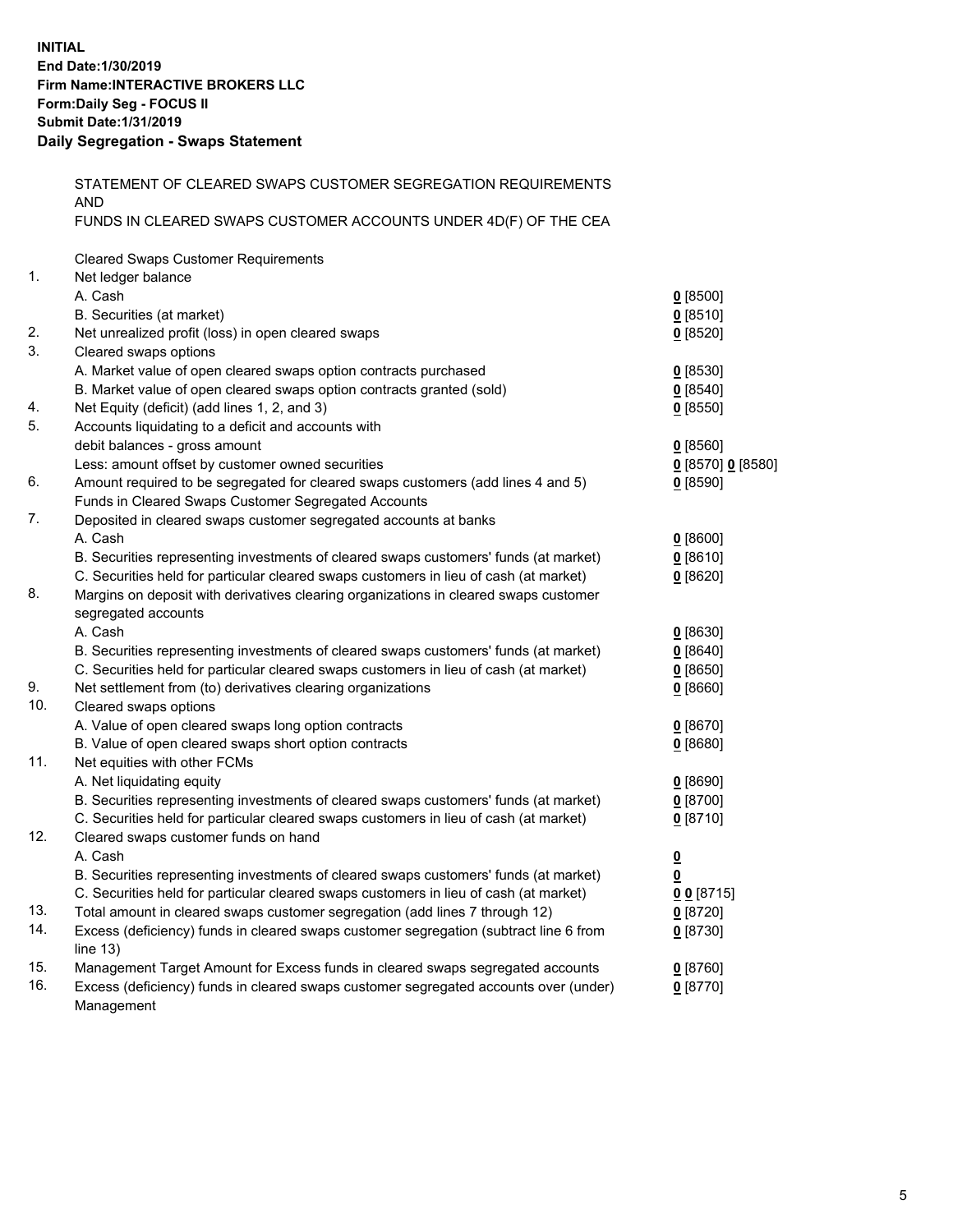**INITIAL**
**End Date:1/30/2019**
**Firm Name:INTERACTIVE BROKERS LLC**
**Form:Daily Seg - FOCUS II**
**Submit Date:1/31/2019**
**Daily Segregation - Swaps Statement**

STATEMENT OF CLEARED SWAPS CUSTOMER SEGREGATION REQUIREMENTS AND FUNDS IN CLEARED SWAPS CUSTOMER ACCOUNTS UNDER 4D(F) OF THE CEA

| | | |
|---|---|---|
| | Cleared Swaps Customer Requirements | |
| 1. | Net ledger balance | |
| | A. Cash | 0 [8500] |
| | B. Securities (at market) | 0 [8510] |
| 2. | Net unrealized profit (loss) in open cleared swaps | 0 [8520] |
| 3. | Cleared swaps options | |
| | A. Market value of open cleared swaps option contracts purchased | 0 [8530] |
| | B. Market value of open cleared swaps option contracts granted (sold) | 0 [8540] |
| 4. | Net Equity (deficit) (add lines 1, 2, and 3) | 0 [8550] |
| 5. | Accounts liquidating to a deficit and accounts with debit balances - gross amount | 0 [8560] |
| | Less: amount offset by customer owned securities | 0 [8570] 0 [8580] |
| 6. | Amount required to be segregated for cleared swaps customers (add lines 4 and 5) | 0 [8590] |
| | Funds in Cleared Swaps Customer Segregated Accounts | |
| 7. | Deposited in cleared swaps customer segregated accounts at banks | |
| | A. Cash | 0 [8600] |
| | B. Securities representing investments of cleared swaps customers' funds (at market) | 0 [8610] |
| | C. Securities held for particular cleared swaps customers in lieu of cash (at market) | 0 [8620] |
| 8. | Margins on deposit with derivatives clearing organizations in cleared swaps customer segregated accounts | |
| | A. Cash | 0 [8630] |
| | B. Securities representing investments of cleared swaps customers' funds (at market) | 0 [8640] |
| | C. Securities held for particular cleared swaps customers in lieu of cash (at market) | 0 [8650] |
| 9. | Net settlement from (to) derivatives clearing organizations | 0 [8660] |
| 10. | Cleared swaps options | |
| | A. Value of open cleared swaps long option contracts | 0 [8670] |
| | B. Value of open cleared swaps short option contracts | 0 [8680] |
| 11. | Net equities with other FCMs | |
| | A. Net liquidating equity | 0 [8690] |
| | B. Securities representing investments of cleared swaps customers' funds (at market) | 0 [8700] |
| | C. Securities held for particular cleared swaps customers in lieu of cash (at market) | 0 [8710] |
| 12. | Cleared swaps customer funds on hand | |
| | A. Cash | 0 |
| | B. Securities representing investments of cleared swaps customers' funds (at market) | 0 |
| | C. Securities held for particular cleared swaps customers in lieu of cash (at market) | 0 0 [8715] |
| 13. | Total amount in cleared swaps customer segregation (add lines 7 through 12) | 0 [8720] |
| 14. | Excess (deficiency) funds in cleared swaps customer segregation (subtract line 6 from line 13) | 0 [8730] |
| 15. | Management Target Amount for Excess funds in cleared swaps segregated accounts | 0 [8760] |
| 16. | Excess (deficiency) funds in cleared swaps customer segregated accounts over (under) Management | 0 [8770] |